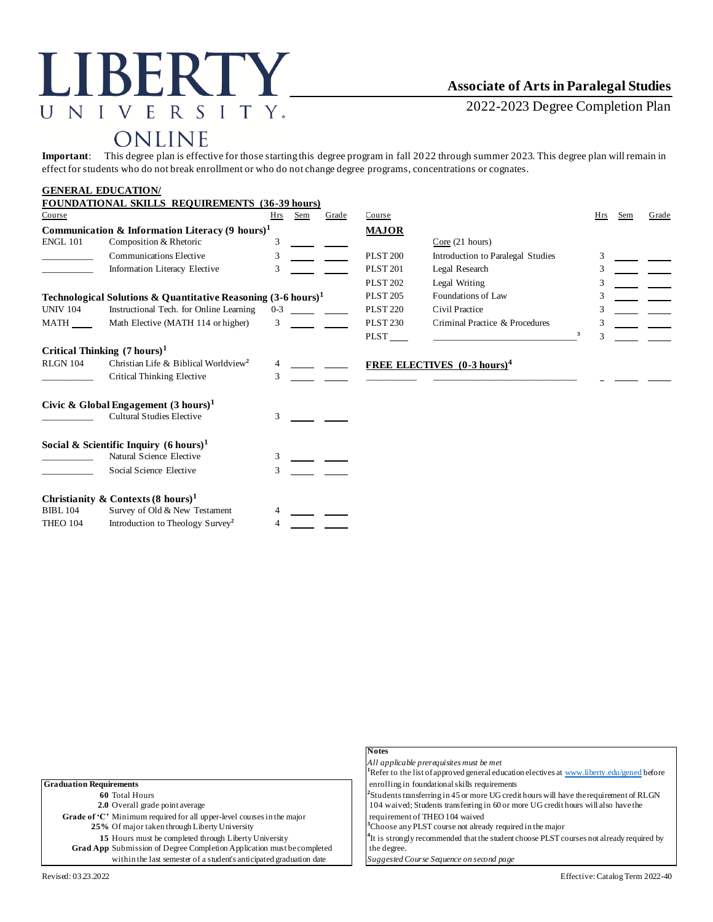# LIBERTY UNIVERSITY ONLINE

## Associate of Arts in Paralegal Studies

2022-2023 Degree Completion Plan

**Important**: This degree plan is effective for those starting this degree program in fall 2022 through summer 2023. This degree plan will remain in effect for students who do not break enrollment or who do not change degree programs, concentrations or cognates.

### GENERAL EDUCATION/ FOUNDATIONAL SKILLS REQUIREMENTS (36-39 hours)

| Course | | Hrs | Sem | Grade |
|---|---|---|---|---|
| **Communication & Information Literacy (9 hours)[1]** | | | | |
| ENGL 101 | Composition & Rhetoric | 3 | | |
| ______ | Communications Elective | 3 | | |
| ______ | Information Literacy Elective | 3 | | |
| **Technological Solutions & Quantitative Reasoning (3-6 hours)[1]** | | | | |
| UNIV 104 | Instructional Tech. for Online Learning | 0-3 | | |
| MATH ____ | Math Elective (MATH 114 or higher) | 3 | | |
| **Critical Thinking (7 hours)[1]** | | | | |
| RLGN 104 | Christian Life & Biblical Worldview[2] | 4 | | |
| ______ | Critical Thinking Elective | 3 | | |
| **Civic & Global Engagement (3 hours)[1]** | | | | |
| ______ | Cultural Studies Elective | 3 | | |
| **Social & Scientific Inquiry (6 hours)[1]** | | | | |
| ______ | Natural Science Elective | 3 | | |
| ______ | Social Science Elective | 3 | | |
| **Christianity & Contexts (8 hours)[1]** | | | | |
| BIBL 104 | Survey of Old & New Testament | 4 | | |
| THEO 104 | Introduction to Theology Survey[2] | 4 | | |

### MAJOR

| Course | | Hrs | Sem | Grade |
|---|---|---|---|---|
| | Core (21 hours) | | | |
| PLST 200 | Introduction to Paralegal Studies | 3 | | |
| PLST 201 | Legal Research | 3 | | |
| PLST 202 | Legal Writing | 3 | | |
| PLST 205 | Foundations of Law | 3 | | |
| PLST 220 | Civil Practice | 3 | | |
| PLST 230 | Criminal Practice & Procedures | 3 | | |
| PLST ____ | ______[3] | 3 | | |

### FREE ELECTIVES (0-3 hours)[4]

| Course | | Hrs | Sem | Grade |
|---|---|---|---|---|
| ______ | ______ | _ | | |

**Graduation Requirements**

- **60** Total Hours
- **2.0** Overall grade point average
- **Grade of 'C'** Minimum required for all upper-level courses in the major
- **25%** Of major taken through Liberty University
- **15** Hours must be completed through Liberty University
- **Grad App** Submission of Degree Completion Application must be completed within the last semester of a student's anticipated graduation date

**Notes**

*All applicable prerequisites must be met*

[1]Refer to the list of approved general education electives at www.liberty.edu/gened before enrolling in foundational skills requirements

[2]Students transferring in 45 or more UG credit hours will have the requirement of RLGN 104 waived; Students transferring in 60 or more UG credit hours will also have the requirement of THEO 104 waived

[3]Choose any PLST course not already required in the major

[4]It is strongly recommended that the student choose PLST courses not already required by the degree.

*Suggested Course Sequence on second page*

Revised: 03.23.2022

Effective: Catalog Term 2022-40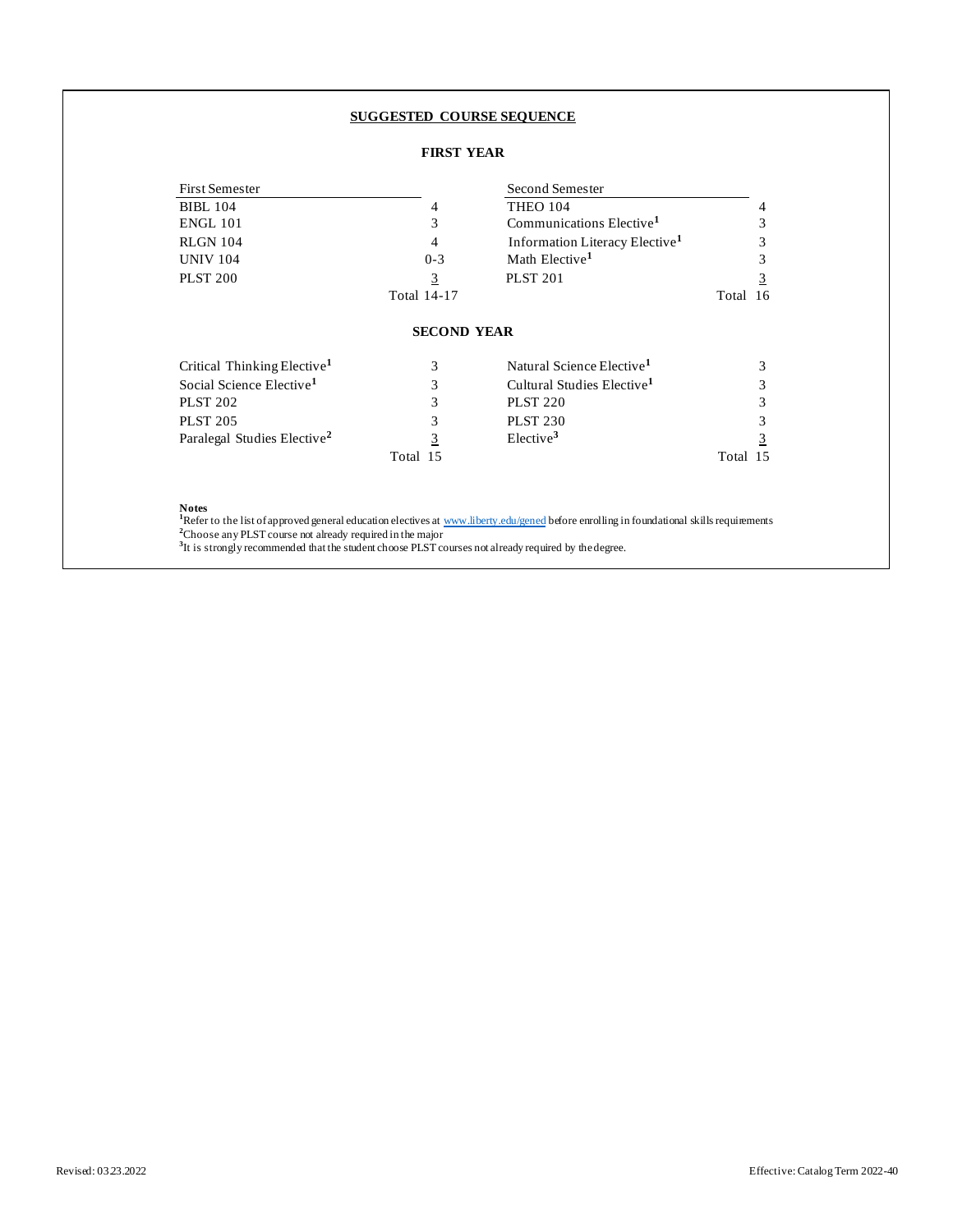## SUGGESTED COURSE SEQUENCE

### FIRST YEAR

| First Semester | | Second Semester | |
|---|---|---|---|
| BIBL 104 | 4 | THEO 104 | 4 |
| ENGL 101 | 3 | Communications Elective[1] | 3 |
| RLGN 104 | 4 | Information Literacy Elective[1] | 3 |
| UNIV 104 | 0-3 | Math Elective[1] | 3 |
| PLST 200 | 3 | PLST 201 | 3 |
| | Total 14-17 | | Total 16 |

### SECOND YEAR

| | | | |
|---|---|---|---|
| Critical Thinking Elective[1] | 3 | Natural Science Elective[1] | 3 |
| Social Science Elective[1] | 3 | Cultural Studies Elective[1] | 3 |
| PLST 202 | 3 | PLST 220 | 3 |
| PLST 205 | 3 | PLST 230 | 3 |
| Paralegal Studies Elective[2] | 3 | Elective[3] | 3 |
| | Total 15 | | Total 15 |

**Notes**

[1]Refer to the list of approved general education electives at www.liberty.edu/gened before enrolling in foundational skills requirements
[2]Choose any PLST course not already required in the major
[3]It is strongly recommended that the student choose PLST courses not already required by the degree.

Revised: 03.23.2022 Effective: Catalog Term 2022-40